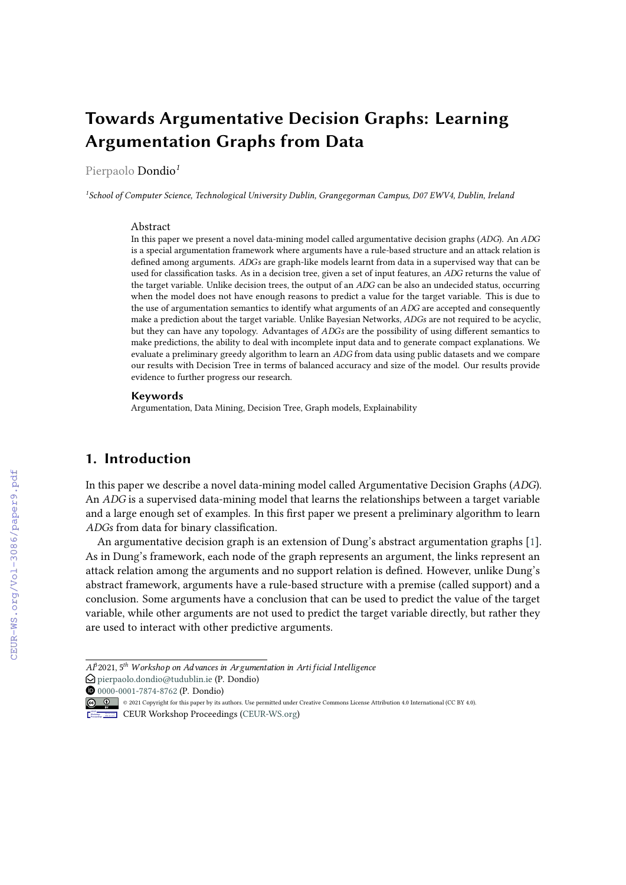# Towards Argumentative Decision Graphs: Learning Argumentation Graphs from Data

Pierpaolo Dondio[1]

[1]School of Computer Science, Technological University Dublin, Grangegorman Campus, D07 EWV4, Dublin, Ireland

## Abstract

In this paper we present a novel data-mining model called argumentative decision graphs (*ADG*). An *ADG* is a special argumentation framework where arguments have a rule-based structure and an attack relation is defined among arguments. *ADGs* are graph-like models learnt from data in a supervised way that can be used for classification tasks. As in a decision tree, given a set of input features, an *ADG* returns the value of the target variable. Unlike decision trees, the output of an *ADG* can be also an undecided status, occurring when the model does not have enough reasons to predict a value for the target variable. This is due to the use of argumentation semantics to identify what arguments of an *ADG* are accepted and consequently make a prediction about the target variable. Unlike Bayesian Networks, *ADGs* are not required to be acyclic, but they can have any topology. Advantages of *ADGs* are the possibility of using different semantics to make predictions, the ability to deal with incomplete input data and to generate compact explanations. We evaluate a preliminary greedy algorithm to learn an *ADG* from data using public datasets and we compare our results with Decision Tree in terms of balanced accuracy and size of the model. Our results provide evidence to further progress our research.

### Keywords

Argumentation, Data Mining, Decision Tree, Graph models, Explainability

## 1. Introduction

In this paper we describe a novel data-mining model called Argumentative Decision Graphs (*ADG*). An *ADG* is a supervised data-mining model that learns the relationships between a target variable and a large enough set of examples. In this first paper we present a preliminary algorithm to learn *ADGs* from data for binary classification.

An argumentative decision graph is an extension of Dung's abstract argumentation graphs [1]. As in Dung's framework, each node of the graph represents an argument, the links represent an attack relation among the arguments and no support relation is defined. However, unlike Dung's abstract framework, arguments have a rule-based structure with a premise (called support) and a conclusion. Some arguments have a conclusion that can be used to predict the value of the target variable, while other arguments are not used to predict the target variable directly, but rather they are used to interact with other predictive arguments.

---

*AI*[3]2021, 5[th] *Workshop on Advances in Argumentation in Artificial Intelligence*

pierpaolo.dondio@tudublin.ie (P. Dondio)

0000-0001-7874-8762 (P. Dondio)

© 2021 Copyright for this paper by its authors. Use permitted under Creative Commons License Attribution 4.0 International (CC BY 4.0).

CEUR Workshop Proceedings (CEUR-WS.org)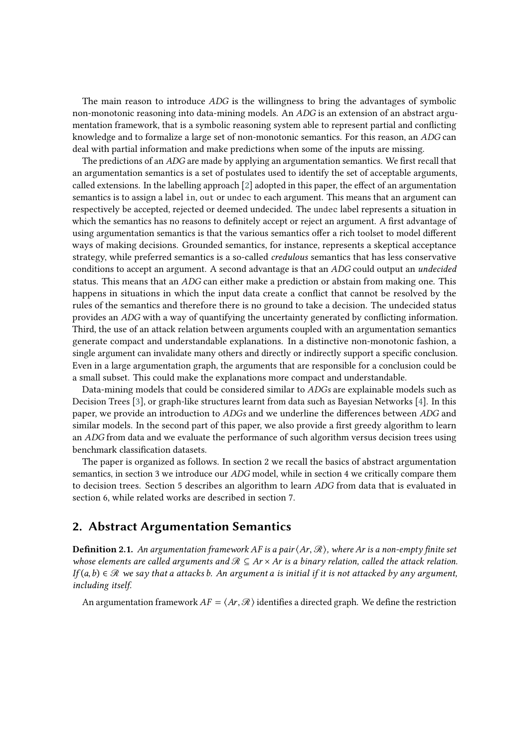The main reason to introduce *ADG* is the willingness to bring the advantages of symbolic non-monotonic reasoning into data-mining models. An *ADG* is an extension of an abstract argumentation framework, that is a symbolic reasoning system able to represent partial and conflicting knowledge and to formalize a large set of non-monotonic semantics. For this reason, an *ADG* can deal with partial information and make predictions when some of the inputs are missing.

The predictions of an *ADG* are made by applying an argumentation semantics. We first recall that an argumentation semantics is a set of postulates used to identify the set of acceptable arguments, called extensions. In the labelling approach [2] adopted in this paper, the effect of an argumentation semantics is to assign a label `in`, `out` or `undec` to each argument. This means that an argument can respectively be accepted, rejected or deemed undecided. The `undec` label represents a situation in which the semantics has no reasons to definitely accept or reject an argument. A first advantage of using argumentation semantics is that the various semantics offer a rich toolset to model different ways of making decisions. Grounded semantics, for instance, represents a skeptical acceptance strategy, while preferred semantics is a so-called *credulous* semantics that has less conservative conditions to accept an argument. A second advantage is that an *ADG* could output an *undecided* status. This means that an *ADG* can either make a prediction or abstain from making one. This happens in situations in which the input data create a conflict that cannot be resolved by the rules of the semantics and therefore there is no ground to take a decision. The undecided status provides an *ADG* with a way of quantifying the uncertainty generated by conflicting information. Third, the use of an attack relation between arguments coupled with an argumentation semantics generate compact and understandable explanations. In a distinctive non-monotonic fashion, a single argument can invalidate many others and directly or indirectly support a specific conclusion. Even in a large argumentation graph, the arguments that are responsible for a conclusion could be a small subset. This could make the explanations more compact and understandable.

Data-mining models that could be considered similar to *ADGs* are explainable models such as Decision Trees [3], or graph-like structures learnt from data such as Bayesian Networks [4]. In this paper, we provide an introduction to *ADGs* and we underline the differences between *ADG* and similar models. In the second part of this paper, we also provide a first greedy algorithm to learn an *ADG* from data and we evaluate the performance of such algorithm versus decision trees using benchmark classification datasets.

The paper is organized as follows. In section 2 we recall the basics of abstract argumentation semantics, in section 3 we introduce our *ADG* model, while in section 4 we critically compare them to decision trees. Section 5 describes an algorithm to learn *ADG* from data that is evaluated in section 6, while related works are described in section 7.

## 2. Abstract Argumentation Semantics

**Definition 2.1.** *An argumentation framework AF is a pair* $\langle Ar, \mathscr{R} \rangle$*, where Ar is a non-empty finite set whose elements are called arguments and* $\mathscr{R} \subseteq Ar \times Ar$ *is a binary relation, called the attack relation. If* $(a, b) \in \mathscr{R}$ *we say that a attacks b. An argument a is initial if it is not attacked by any argument, including itself.*

An argumentation framework $AF = \langle Ar, \mathscr{R} \rangle$ identifies a directed graph. We define the restriction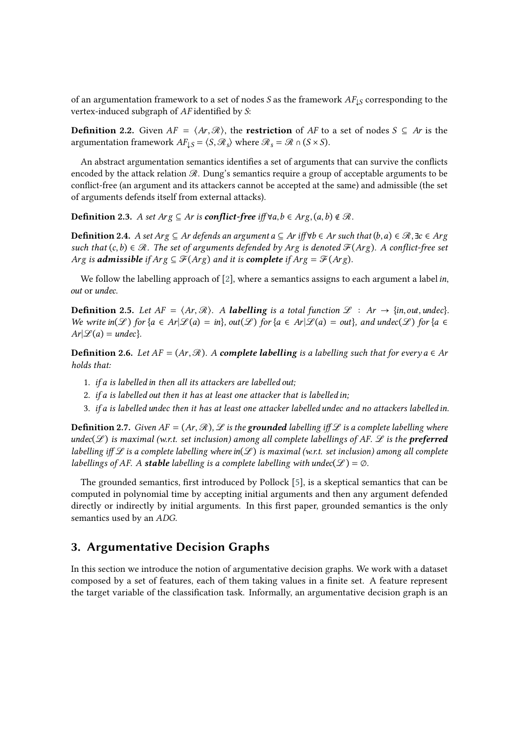of an argumentation framework to a set of nodes $S$ as the framework $AF_{\downarrow S}$ corresponding to the vertex-induced subgraph of $AF$ identified by $S$:

**Definition 2.2.** Given $AF = \langle Ar, \mathcal{R} \rangle$, the **restriction** of $AF$ to a set of nodes $S \subseteq Ar$ is the argumentation framework $AF_{\downarrow S} = \langle S, \mathcal{R}_s \rangle$ where $\mathcal{R}_s = \mathcal{R} \cap (S \times S)$.

An abstract argumentation semantics identifies a set of arguments that can survive the conflicts encoded by the attack relation $\mathcal{R}$. Dung's semantics require a group of acceptable arguments to be conflict-free (an argument and its attackers cannot be accepted at the same) and admissible (the set of arguments defends itself from external attacks).

**Definition 2.3.** *A set $Arg \subseteq Ar$ is **conflict-free** iff $\forall a, b \in Arg, (a, b) \notin \mathcal{R}$.*

**Definition 2.4.** *A set $Arg \subseteq Ar$ defends an argument $a \subseteq Ar$ iff $\forall b \in Ar$ such that $(b, a) \in \mathcal{R}, \exists c \in Arg$ such that $(c, b) \in \mathcal{R}$. The set of arguments defended by $Arg$ is denoted $\mathcal{F}(Arg)$. A conflict-free set $Arg$ is **admissible** if $Arg \subseteq \mathcal{F}(Arg)$ and it is **complete** if $Arg = \mathcal{F}(Arg)$.*

We follow the labelling approach of [2], where a semantics assigns to each argument a label *in*, *out* or *undec*.

**Definition 2.5.** *Let $AF = \langle Ar, \mathcal{R} \rangle$. A **labelling** is a total function $\mathcal{L} : Ar \rightarrow \{in, out, undec\}$. We write $in(\mathcal{L})$ for $\{a \in Ar | \mathcal{L}(a) = in\}$, $out(\mathcal{L})$ for $\{a \in Ar | \mathcal{L}(a) = out\}$, and $undec(\mathcal{L})$ for $\{a \in Ar | \mathcal{L}(a) = undec\}$.*

**Definition 2.6.** *Let $AF = (Ar, \mathcal{R})$. A **complete labelling** is a labelling such that for every $a \in Ar$ holds that:*

1. *if $a$ is labelled in then all its attackers are labelled out;*
2. *if $a$ is labelled out then it has at least one attacker that is labelled in;*
3. *if $a$ is labelled undec then it has at least one attacker labelled undec and no attackers labelled in.*

**Definition 2.7.** *Given $AF = (Ar, \mathcal{R})$, $\mathcal{L}$ is the **grounded** labelling iff $\mathcal{L}$ is a complete labelling where $undec(\mathcal{L})$ is maximal (w.r.t. set inclusion) among all complete labellings of AF. $\mathcal{L}$ is the **preferred** labelling iff $\mathcal{L}$ is a complete labelling where $in(\mathcal{L})$ is maximal (w.r.t. set inclusion) among all complete labellings of AF. A **stable** labelling is a complete labelling with $undec(\mathcal{L}) = \emptyset$.*

The grounded semantics, first introduced by Pollock [5], is a skeptical semantics that can be computed in polynomial time by accepting initial arguments and then any argument defended directly or indirectly by initial arguments. In this first paper, grounded semantics is the only semantics used by an *ADG*.

## 3. Argumentative Decision Graphs

In this section we introduce the notion of argumentative decision graphs. We work with a dataset composed by a set of features, each of them taking values in a finite set. A feature represent the target variable of the classification task. Informally, an argumentative decision graph is an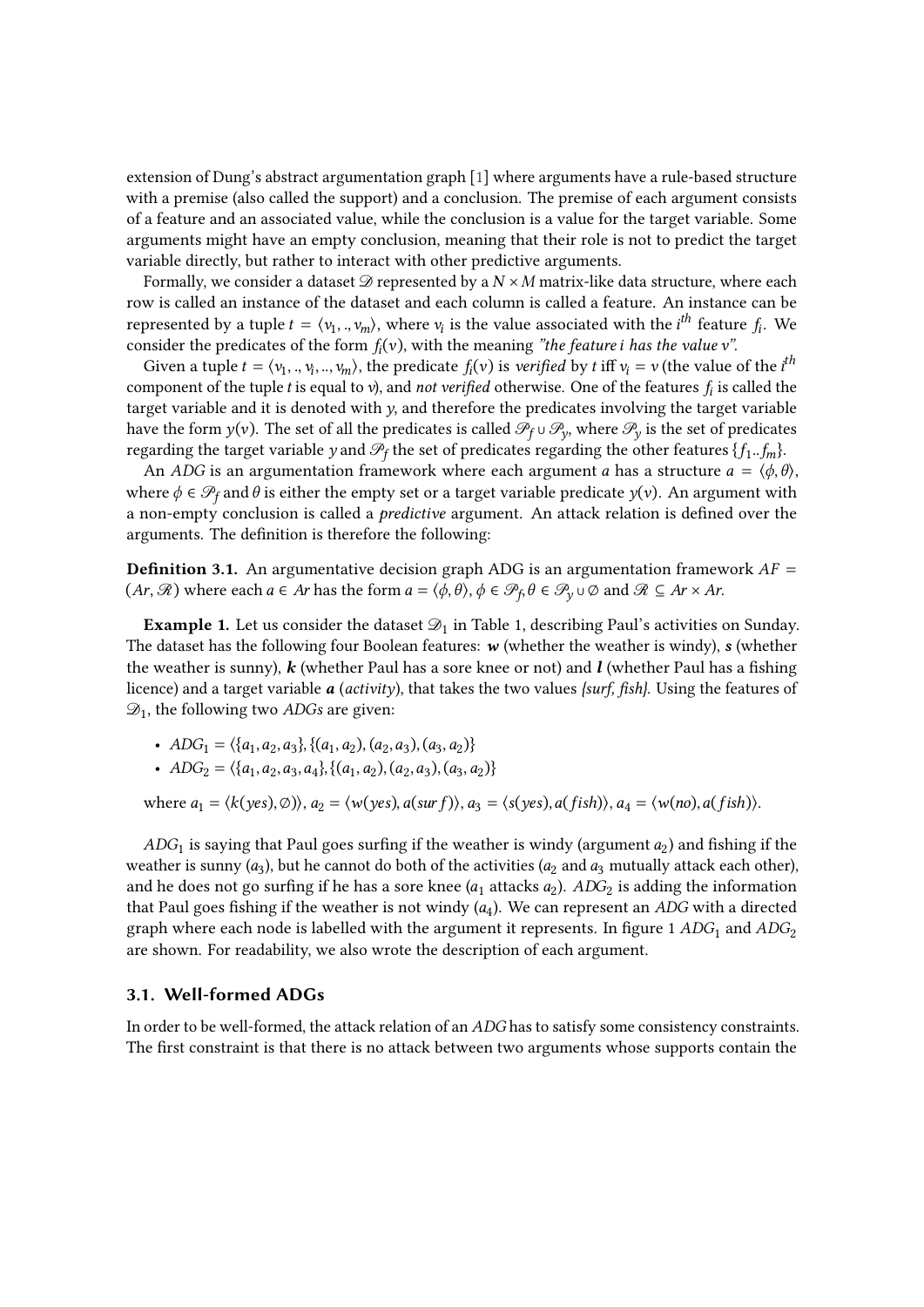extension of Dung's abstract argumentation graph [1] where arguments have a rule-based structure with a premise (also called the support) and a conclusion. The premise of each argument consists of a feature and an associated value, while the conclusion is a value for the target variable. Some arguments might have an empty conclusion, meaning that their role is not to predict the target variable directly, but rather to interact with other predictive arguments.

Formally, we consider a dataset $\mathscr{D}$ represented by a $N \times M$ matrix-like data structure, where each row is called an instance of the dataset and each column is called a feature. An instance can be represented by a tuple $t = \langle v_1, ., v_m \rangle$, where $v_i$ is the value associated with the $i^{th}$ feature $f_i$. We consider the predicates of the form $f_i(v)$, with the meaning *"the feature i has the value v"*.

Given a tuple $t = \langle v_1, ., v_i, .., v_m \rangle$, the predicate $f_i(v)$ is *verified* by $t$ iff $v_i = v$ (the value of the $i^{th}$ component of the tuple $t$ is equal to $v$), and *not verified* otherwise. One of the features $f_i$ is called the target variable and it is denoted with $y$, and therefore the predicates involving the target variable have the form $y(v)$. The set of all the predicates is called $\mathscr{P}_f \cup \mathscr{P}_y$, where $\mathscr{P}_y$ is the set of predicates regarding the target variable $y$ and $\mathscr{P}_f$ the set of predicates regarding the other features $\{f_1..f_m\}$.

An *ADG* is an argumentation framework where each argument $a$ has a structure $a = \langle \phi, \theta \rangle$, where $\phi \in \mathscr{P}_f$ and $\theta$ is either the empty set or a target variable predicate $y(v)$. An argument with a non-empty conclusion is called a *predictive* argument. An attack relation is defined over the arguments. The definition is therefore the following:

**Definition 3.1.** An argumentative decision graph ADG is an argumentation framework $AF = (Ar, \mathscr{R})$ where each $a \in Ar$ has the form $a = \langle \phi, \theta \rangle$, $\phi \in \mathscr{P}_f, \theta \in \mathscr{P}_y \cup \emptyset$ and $\mathscr{R} \subseteq Ar \times Ar$.

**Example 1.** Let us consider the dataset $\mathscr{D}_1$ in Table 1, describing Paul's activities on Sunday. The dataset has the following four Boolean features: ***w*** (whether the weather is windy), ***s*** (whether the weather is sunny), ***k*** (whether Paul has a sore knee or not) and ***l*** (whether Paul has a fishing licence) and a target variable ***a*** (*activity*), that takes the two values *{surf, fish}*. Using the features of $\mathscr{D}_1$, the following two *ADGs* are given:

- $ADG_1 = \langle \{a_1, a_2, a_3\}, \{(a_1, a_2), (a_2, a_3), (a_3, a_2)\}$
- $ADG_2 = \langle \{a_1, a_2, a_3, a_4\}, \{(a_1, a_2), (a_2, a_3), (a_3, a_2)\}$

where $a_1 = \langle k(yes), \emptyset \rangle \rangle$, $a_2 = \langle w(yes), a(surf) \rangle$, $a_3 = \langle s(yes), a(fish) \rangle \rangle$, $a_4 = \langle w(no), a(fish) \rangle$.

$ADG_1$ is saying that Paul goes surfing if the weather is windy (argument $a_2$) and fishing if the weather is sunny ($a_3$), but he cannot do both of the activities ($a_2$ and $a_3$ mutually attack each other), and he does not go surfing if he has a sore knee ($a_1$ attacks $a_2$). $ADG_2$ is adding the information that Paul goes fishing if the weather is not windy ($a_4$). We can represent an *ADG* with a directed graph where each node is labelled with the argument it represents. In figure 1 $ADG_1$ and $ADG_2$ are shown. For readability, we also wrote the description of each argument.

### 3.1. Well-formed ADGs

In order to be well-formed, the attack relation of an *ADG* has to satisfy some consistency constraints. The first constraint is that there is no attack between two arguments whose supports contain the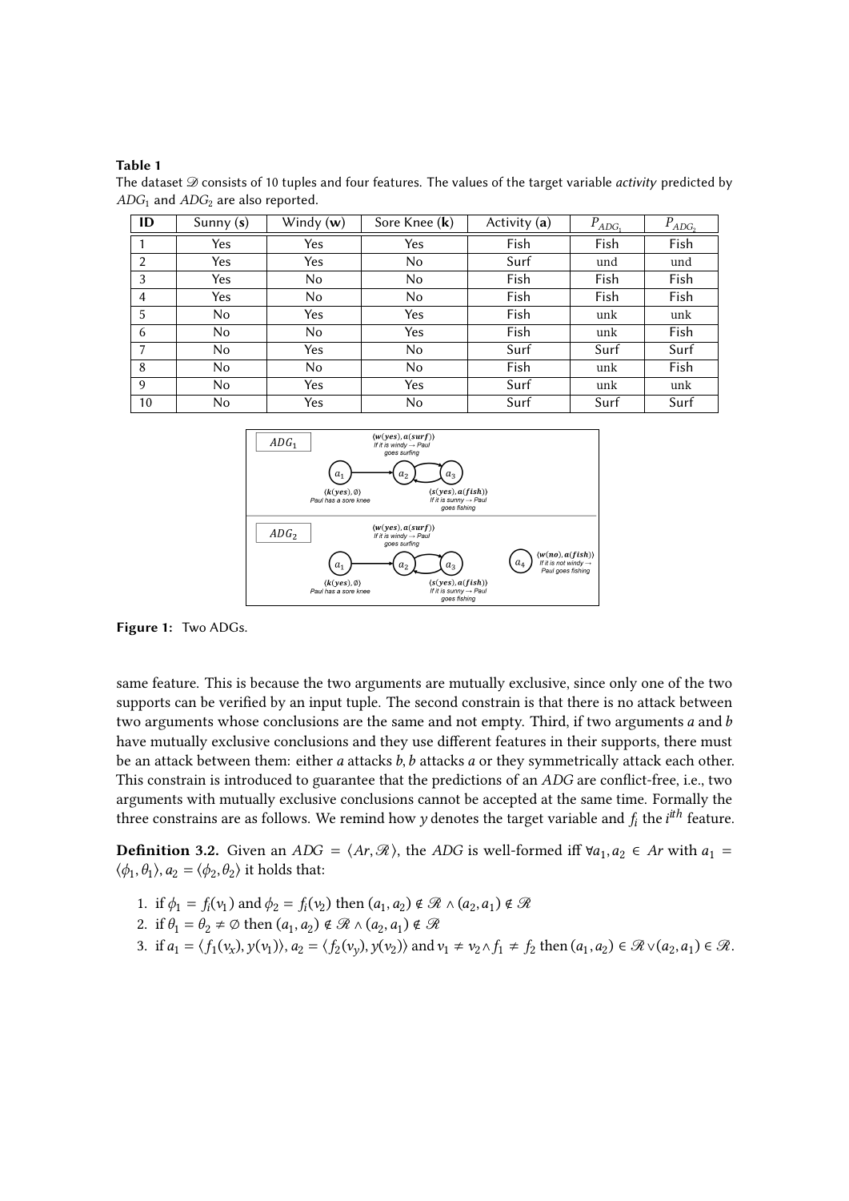**Table 1**

The dataset $\mathscr{D}$ consists of 10 tuples and four features. The values of the target variable *activity* predicted by $ADG_1$ and $ADG_2$ are also reported.

| ID | Sunny (**s**) | Windy (**w**) | Sore Knee (**k**) | Activity (**a**) | $P_{ADG_1}$ | $P_{ADG_2}$ |
|---|---|---|---|---|---|---|
| 1 | Yes | Yes | Yes | Fish | Fish | Fish |
| 2 | Yes | Yes | No | Surf | und | und |
| 3 | Yes | No | No | Fish | Fish | Fish |
| 4 | Yes | No | No | Fish | Fish | Fish |
| 5 | No | Yes | Yes | Fish | unk | unk |
| 6 | No | No | Yes | Fish | unk | Fish |
| 7 | No | Yes | No | Surf | Surf | Surf |
| 8 | No | No | No | Fish | unk | Fish |
| 9 | No | Yes | Yes | Surf | unk | unk |
| 10 | No | Yes | No | Surf | Surf | Surf |

**Figure 1:** Two ADGs.

same feature. This is because the two arguments are mutually exclusive, since only one of the two supports can be verified by an input tuple. The second constrain is that there is no attack between two arguments whose conclusions are the same and not empty. Third, if two arguments $a$ and $b$ have mutually exclusive conclusions and they use different features in their supports, there must be an attack between them: either $a$ attacks $b$, $b$ attacks $a$ or they symmetrically attack each other. This constrain is introduced to guarantee that the predictions of an *ADG* are conflict-free, i.e., two arguments with mutually exclusive conclusions cannot be accepted at the same time. Formally the three constrains are as follows. We remind how $y$ denotes the target variable and $f_i$ the $i^{th}$ feature.

**Definition 3.2.** Given an $ADG = \langle Ar, \mathscr{R} \rangle$, the *ADG* is well-formed iff $\forall a_1, a_2 \in Ar$ with $a_1 = \langle \phi_1, \theta_1 \rangle$, $a_2 = \langle \phi_2, \theta_2 \rangle$ it holds that:

1. if $\phi_1 = f_i(v_1)$ and $\phi_2 = f_i(v_2)$ then $(a_1, a_2) \notin \mathscr{R} \wedge (a_2, a_1) \notin \mathscr{R}$
2. if $\theta_1 = \theta_2 \neq \emptyset$ then $(a_1, a_2) \notin \mathscr{R} \wedge (a_2, a_1) \notin \mathscr{R}$
3. if $a_1 = \langle f_1(v_x), y(v_1) \rangle$, $a_2 = \langle f_2(v_y), y(v_2) \rangle$ and $v_1 \neq v_2 \wedge f_1 \neq f_2$ then $(a_1, a_2) \in \mathscr{R} \vee (a_2, a_1) \in \mathscr{R}$.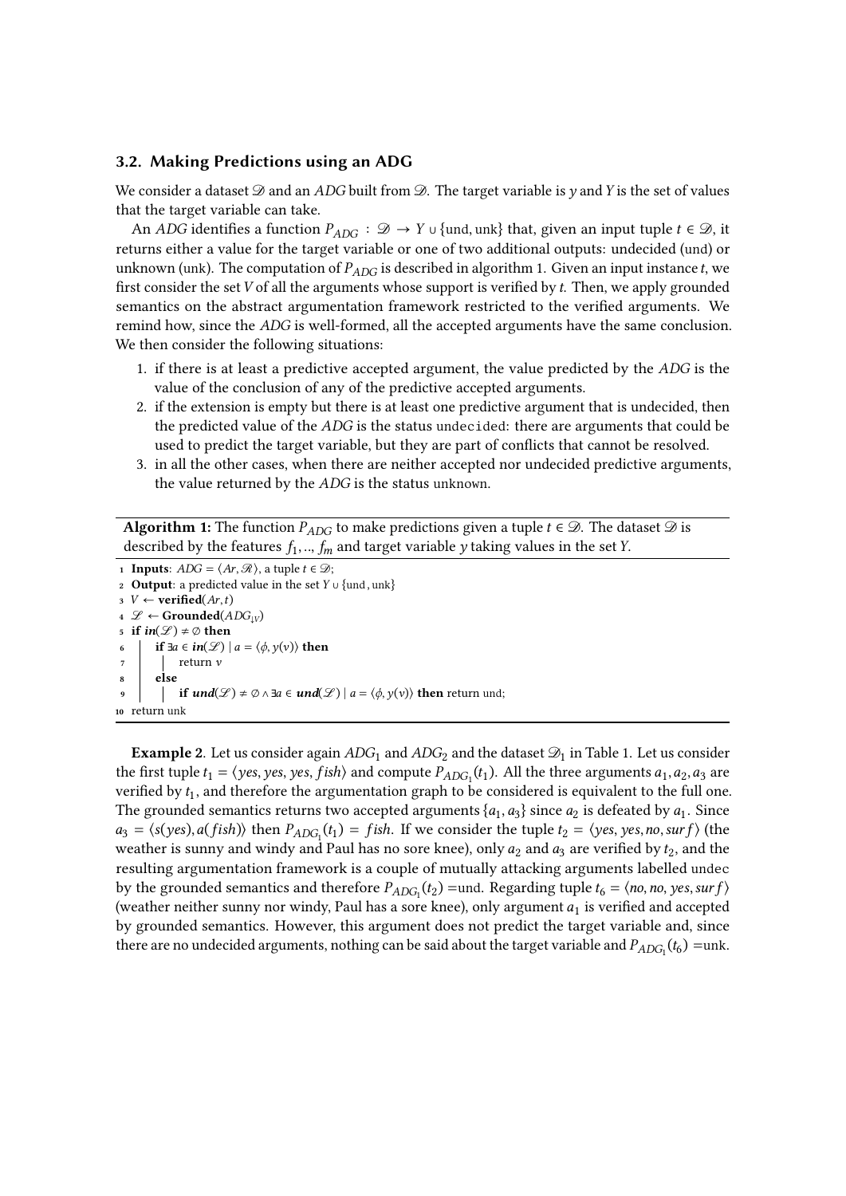### 3.2. Making Predictions using an ADG

We consider a dataset $\mathscr{D}$ and an *ADG* built from $\mathscr{D}$. The target variable is $y$ and $Y$ is the set of values that the target variable can take.

An *ADG* identifies a function $P_{ADG} : \mathscr{D} \rightarrow Y \cup \{\text{und}, \text{unk}\}$ that, given an input tuple $t \in \mathscr{D}$, it returns either a value for the target variable or one of two additional outputs: undecided (und) or unknown (unk). The computation of $P_{ADG}$ is described in algorithm 1. Given an input instance $t$, we first consider the set $V$ of all the arguments whose support is verified by $t$. Then, we apply grounded semantics on the abstract argumentation framework restricted to the verified arguments. We remind how, since the *ADG* is well-formed, all the accepted arguments have the same conclusion. We then consider the following situations:

1. if there is at least a predictive accepted argument, the value predicted by the *ADG* is the value of the conclusion of any of the predictive accepted arguments.
2. if the extension is empty but there is at least one predictive argument that is undecided, then the predicted value of the *ADG* is the status `undecided`: there are arguments that could be used to predict the target variable, but they are part of conflicts that cannot be resolved.
3. in all the other cases, when there are neither accepted nor undecided predictive arguments, the value returned by the *ADG* is the status `unknown`.

**Algorithm 1:** The function $P_{ADG}$ to make predictions given a tuple $t \in \mathscr{D}$. The dataset $\mathscr{D}$ is described by the features $f_1, .., f_m$ and target variable $y$ taking values in the set $Y$.

```
1  Inputs: ADG = ⟨Ar, ℛ⟩, a tuple t ∈ 𝒟;
2  Output: a predicted value in the set Y ∪ {und, unk}
3  V ← verified(Ar, t)
4  ℒ ← Grounded(ADG↓V)
5  if in(ℒ) ≠ ∅ then
6      if ∃a ∈ in(ℒ) | a = ⟨ϕ, y(v)⟩ then
7          return v
8      else
9          if und(ℒ) ≠ ∅ ∧ ∃a ∈ und(ℒ) | a = ⟨ϕ, y(v)⟩ then return und;
10 return unk
```

**Example 2.** Let us consider again $ADG_1$ and $ADG_2$ and the dataset $\mathscr{D}_1$ in Table 1. Let us consider the first tuple $t_1 = \langle yes, yes, yes, fish \rangle$ and compute $P_{ADG_1}(t_1)$. All the three arguments $a_1, a_2, a_3$ are verified by $t_1$, and therefore the argumentation graph to be considered is equivalent to the full one. The grounded semantics returns two accepted arguments $\{a_1, a_3\}$ since $a_2$ is defeated by $a_1$. Since $a_3 = \langle s(yes), a(fish) \rangle$ then $P_{ADG_1}(t_1) = fish$. If we consider the tuple $t_2 = \langle yes, yes, no, surf \rangle$ (the weather is sunny and windy and Paul has no sore knee), only $a_2$ and $a_3$ are verified by $t_2$, and the resulting argumentation framework is a couple of mutually attacking arguments labelled `undec` by the grounded semantics and therefore $P_{ADG_1}(t_2) =$ und. Regarding tuple $t_6 = \langle no, no, yes, surf \rangle$ (weather neither sunny nor windy, Paul has a sore knee), only argument $a_1$ is verified and accepted by grounded semantics. However, this argument does not predict the target variable and, since there are no undecided arguments, nothing can be said about the target variable and $P_{ADG_1}(t_6) =$ unk.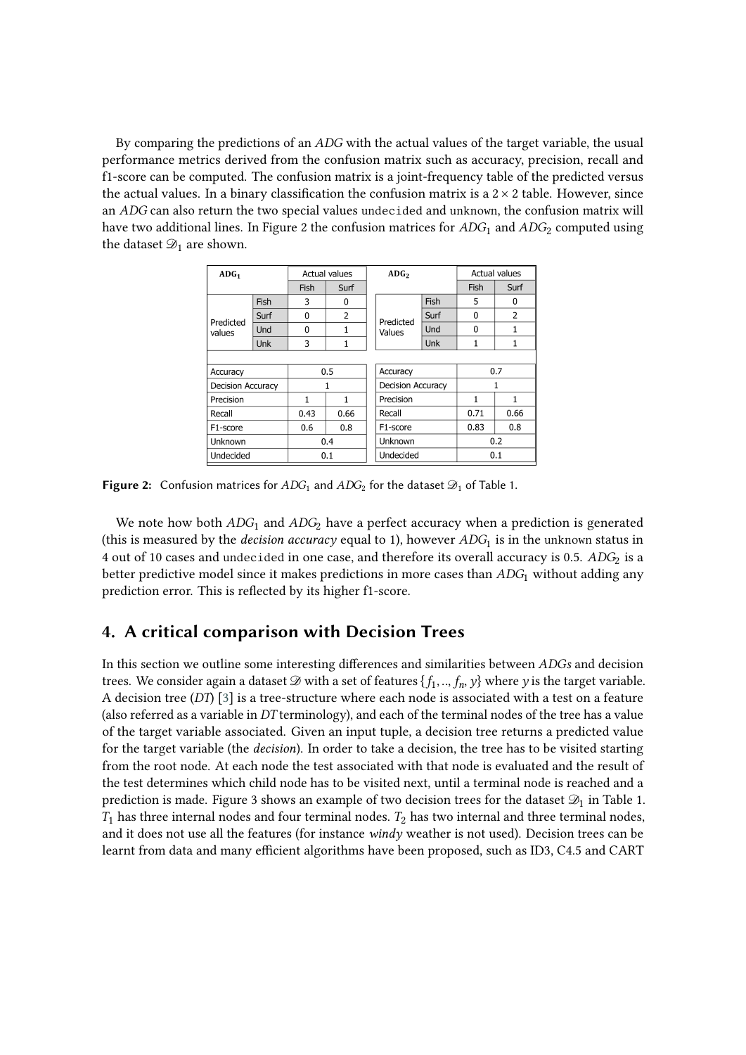By comparing the predictions of an *ADG* with the actual values of the target variable, the usual performance metrics derived from the confusion matrix such as accuracy, precision, recall and f1-score can be computed. The confusion matrix is a joint-frequency table of the predicted versus the actual values. In a binary classification the confusion matrix is a $2 \times 2$ table. However, since an *ADG* can also return the two special values `undecided` and `unknown`, the confusion matrix will have two additional lines. In Figure 2 the confusion matrices for $ADG_1$ and $ADG_2$ computed using the dataset $\mathscr{D}_1$ are shown.

| $ADG_1$ | | Actual values | |
|---|---|---|---|
| | | Fish | Surf |
| Predicted values | Fish | 3 | 0 |
| | Surf | 0 | 2 |
| | Und | 0 | 1 |
| | Unk | 3 | 1 |
| Accuracy | | 0.5 | |
| Decision Accuracy | | 1 | |
| Precision | | 1 | 1 |
| Recall | | 0.43 | 0.66 |
| F1-score | | 0.6 | 0.8 |
| Unknown | | 0.4 | |
| Undecided | | 0.1 | |

| $ADG_2$ | | Actual values | |
|---|---|---|---|
| | | Fish | Surf |
| Predicted Values | Fish | 5 | 0 |
| | Surf | 0 | 2 |
| | Und | 0 | 1 |
| | Unk | 1 | 1 |
| Accuracy | | 0.7 | |
| Decision Accuracy | | 1 | |
| Precision | | 1 | 1 |
| Recall | | 0.71 | 0.66 |
| F1-score | | 0.83 | 0.8 |
| Unknown | | 0.2 | |
| Undecided | | 0.1 | |

**Figure 2:** Confusion matrices for $ADG_1$ and $ADG_2$ for the dataset $\mathscr{D}_1$ of Table 1.

We note how both $ADG_1$ and $ADG_2$ have a perfect accuracy when a prediction is generated (this is measured by the *decision accuracy* equal to 1), however $ADG_1$ is in the `unknown` status in 4 out of 10 cases and `undecided` in one case, and therefore its overall accuracy is 0.5. $ADG_2$ is a better predictive model since it makes predictions in more cases than $ADG_1$ without adding any prediction error. This is reflected by its higher f1-score.

## 4. A critical comparison with Decision Trees

In this section we outline some interesting differences and similarities between *ADGs* and decision trees. We consider again a dataset $\mathscr{D}$ with a set of features $\{f_1, .., f_n, y\}$ where $y$ is the target variable. A decision tree (*DT*) [3] is a tree-structure where each node is associated with a test on a feature (also referred as a variable in *DT* terminology), and each of the terminal nodes of the tree has a value of the target variable associated. Given an input tuple, a decision tree returns a predicted value for the target variable (the *decision*). In order to take a decision, the tree has to be visited starting from the root node. At each node the test associated with that node is evaluated and the result of the test determines which child node has to be visited next, until a terminal node is reached and a prediction is made. Figure 3 shows an example of two decision trees for the dataset $\mathscr{D}_1$ in Table 1. $T_1$ has three internal nodes and four terminal nodes. $T_2$ has two internal and three terminal nodes, and it does not use all the features (for instance *windy* weather is not used). Decision trees can be learnt from data and many efficient algorithms have been proposed, such as ID3, C4.5 and CART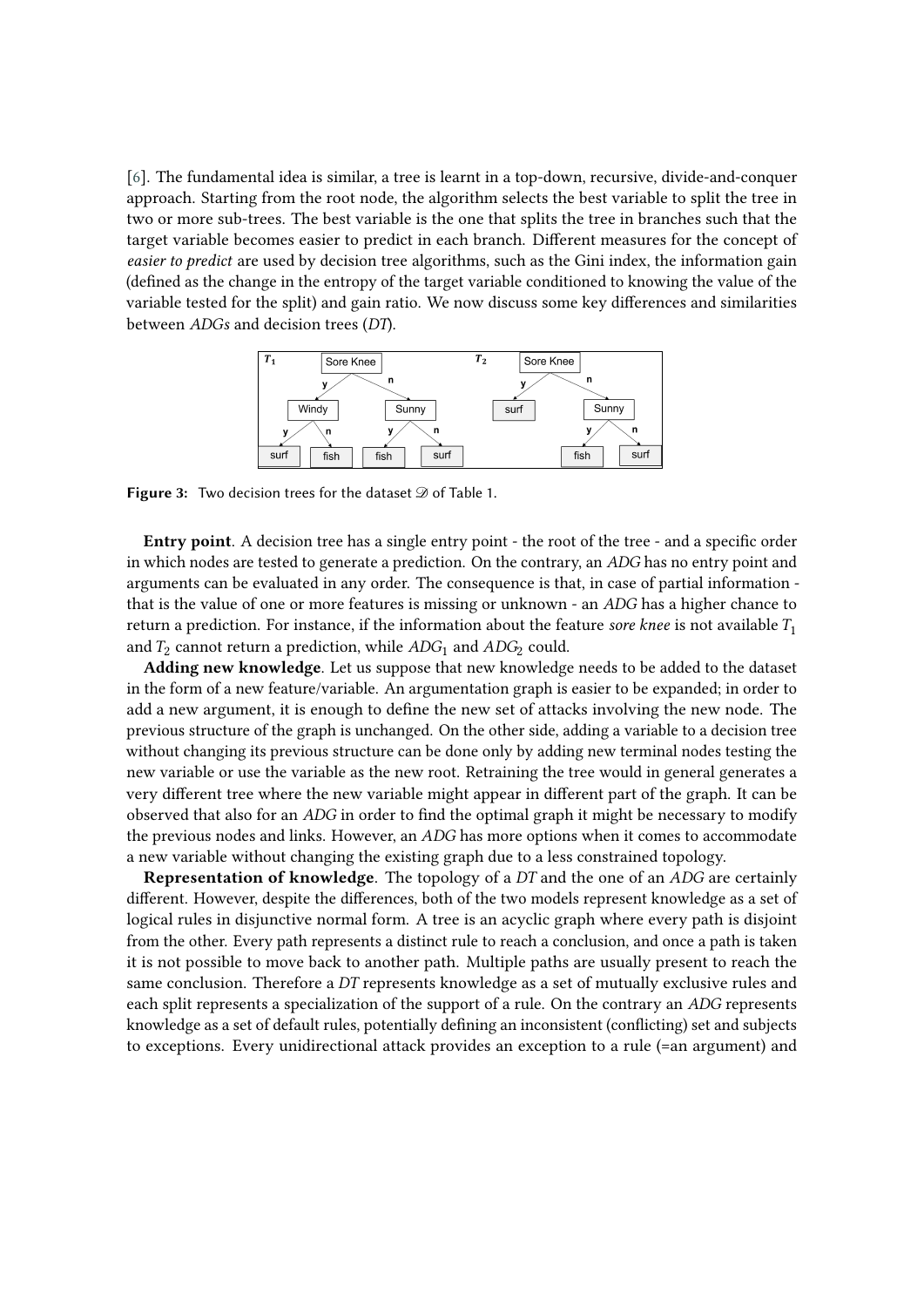[6]. The fundamental idea is similar, a tree is learnt in a top-down, recursive, divide-and-conquer approach. Starting from the root node, the algorithm selects the best variable to split the tree in two or more sub-trees. The best variable is the one that splits the tree in branches such that the target variable becomes easier to predict in each branch. Different measures for the concept of *easier to predict* are used by decision tree algorithms, such as the Gini index, the information gain (defined as the change in the entropy of the target variable conditioned to knowing the value of the variable tested for the split) and gain ratio. We now discuss some key differences and similarities between *ADGs* and decision trees (*DT*).

**Figure 3:** Two decision trees for the dataset $\mathscr{D}$ of Table 1.

**Entry point**. A decision tree has a single entry point - the root of the tree - and a specific order in which nodes are tested to generate a prediction. On the contrary, an *ADG* has no entry point and arguments can be evaluated in any order. The consequence is that, in case of partial information - that is the value of one or more features is missing or unknown - an *ADG* has a higher chance to return a prediction. For instance, if the information about the feature *sore knee* is not available $T_1$ and $T_2$ cannot return a prediction, while $ADG_1$ and $ADG_2$ could.

**Adding new knowledge**. Let us suppose that new knowledge needs to be added to the dataset in the form of a new feature/variable. An argumentation graph is easier to be expanded; in order to add a new argument, it is enough to define the new set of attacks involving the new node. The previous structure of the graph is unchanged. On the other side, adding a variable to a decision tree without changing its previous structure can be done only by adding new terminal nodes testing the new variable or use the variable as the new root. Retraining the tree would in general generates a very different tree where the new variable might appear in different part of the graph. It can be observed that also for an *ADG* in order to find the optimal graph it might be necessary to modify the previous nodes and links. However, an *ADG* has more options when it comes to accommodate a new variable without changing the existing graph due to a less constrained topology.

**Representation of knowledge**. The topology of a *DT* and the one of an *ADG* are certainly different. However, despite the differences, both of the two models represent knowledge as a set of logical rules in disjunctive normal form. A tree is an acyclic graph where every path is disjoint from the other. Every path represents a distinct rule to reach a conclusion, and once a path is taken it is not possible to move back to another path. Multiple paths are usually present to reach the same conclusion. Therefore a *DT* represents knowledge as a set of mutually exclusive rules and each split represents a specialization of the support of a rule. On the contrary an *ADG* represents knowledge as a set of default rules, potentially defining an inconsistent (conflicting) set and subjects to exceptions. Every unidirectional attack provides an exception to a rule (=an argument) and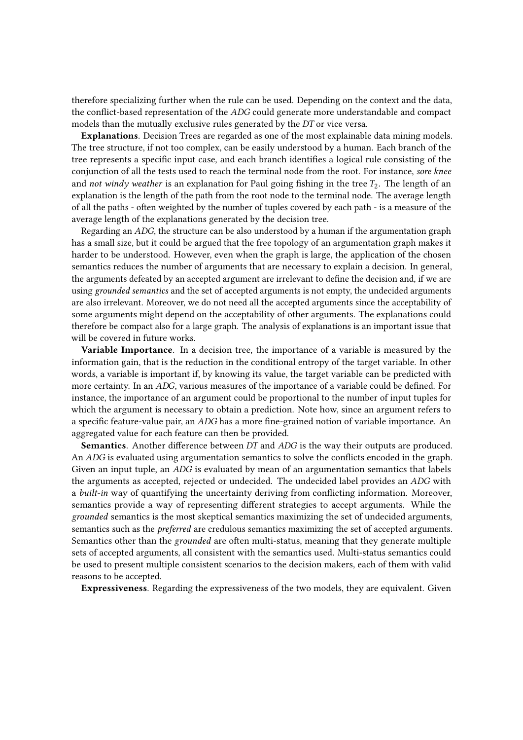therefore specializing further when the rule can be used. Depending on the context and the data, the conflict-based representation of the *ADG* could generate more understandable and compact models than the mutually exclusive rules generated by the *DT* or vice versa.

**Explanations**. Decision Trees are regarded as one of the most explainable data mining models. The tree structure, if not too complex, can be easily understood by a human. Each branch of the tree represents a specific input case, and each branch identifies a logical rule consisting of the conjunction of all the tests used to reach the terminal node from the root. For instance, *sore knee* and *not windy weather* is an explanation for Paul going fishing in the tree $T_2$. The length of an explanation is the length of the path from the root node to the terminal node. The average length of all the paths - often weighted by the number of tuples covered by each path - is a measure of the average length of the explanations generated by the decision tree.

Regarding an *ADG*, the structure can be also understood by a human if the argumentation graph has a small size, but it could be argued that the free topology of an argumentation graph makes it harder to be understood. However, even when the graph is large, the application of the chosen semantics reduces the number of arguments that are necessary to explain a decision. In general, the arguments defeated by an accepted argument are irrelevant to define the decision and, if we are using *grounded semantics* and the set of accepted arguments is not empty, the undecided arguments are also irrelevant. Moreover, we do not need all the accepted arguments since the acceptability of some arguments might depend on the acceptability of other arguments. The explanations could therefore be compact also for a large graph. The analysis of explanations is an important issue that will be covered in future works.

**Variable Importance**. In a decision tree, the importance of a variable is measured by the information gain, that is the reduction in the conditional entropy of the target variable. In other words, a variable is important if, by knowing its value, the target variable can be predicted with more certainty. In an *ADG*, various measures of the importance of a variable could be defined. For instance, the importance of an argument could be proportional to the number of input tuples for which the argument is necessary to obtain a prediction. Note how, since an argument refers to a specific feature-value pair, an *ADG* has a more fine-grained notion of variable importance. An aggregated value for each feature can then be provided.

**Semantics**. Another difference between *DT* and *ADG* is the way their outputs are produced. An *ADG* is evaluated using argumentation semantics to solve the conflicts encoded in the graph. Given an input tuple, an *ADG* is evaluated by mean of an argumentation semantics that labels the arguments as accepted, rejected or undecided. The undecided label provides an *ADG* with a *built-in* way of quantifying the uncertainty deriving from conflicting information. Moreover, semantics provide a way of representing different strategies to accept arguments. While the *grounded* semantics is the most skeptical semantics maximizing the set of undecided arguments, semantics such as the *preferred* are credulous semantics maximizing the set of accepted arguments. Semantics other than the *grounded* are often multi-status, meaning that they generate multiple sets of accepted arguments, all consistent with the semantics used. Multi-status semantics could be used to present multiple consistent scenarios to the decision makers, each of them with valid reasons to be accepted.

**Expressiveness**. Regarding the expressiveness of the two models, they are equivalent. Given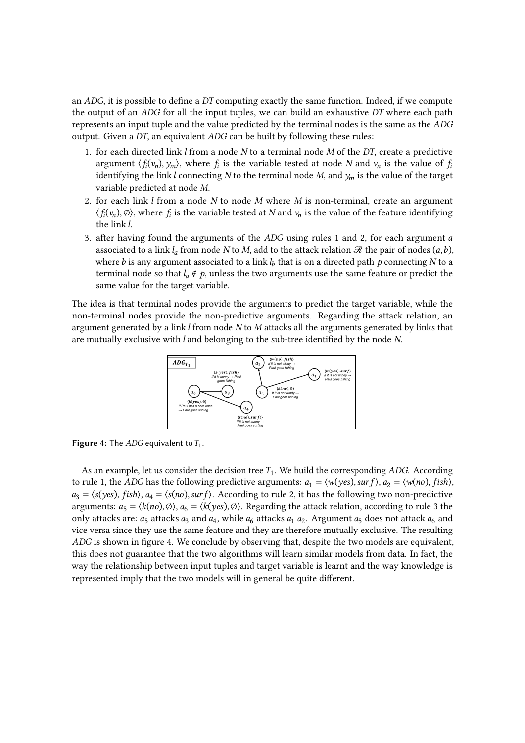an *ADG*, it is possible to define a *DT* computing exactly the same function. Indeed, if we compute the output of an *ADG* for all the input tuples, we can build an exhaustive *DT* where each path represents an input tuple and the value predicted by the terminal nodes is the same as the *ADG* output. Given a *DT*, an equivalent *ADG* can be built by following these rules:

1. for each directed link $l$ from a node $N$ to a terminal node $M$ of the *DT*, create a predictive argument $\langle f_i(v_n), y_m \rangle$, where $f_i$ is the variable tested at node $N$ and $v_n$ is the value of $f_i$ identifying the link $l$ connecting $N$ to the terminal node $M$, and $y_m$ is the value of the target variable predicted at node $M$.
2. for each link $l$ from a node $N$ to node $M$ where $M$ is non-terminal, create an argument $\langle f_i(v_n), \emptyset \rangle$, where $f_i$ is the variable tested at $N$ and $v_n$ is the value of the feature identifying the link $l$.
3. after having found the arguments of the *ADG* using rules 1 and 2, for each argument $a$ associated to a link $l_a$ from node $N$ to $M$, add to the attack relation $\mathcal{R}$ the pair of nodes $(a, b)$, where $b$ is any argument associated to a link $l_b$ that is on a directed path $p$ connecting $N$ to a terminal node so that $l_a \notin p$, unless the two arguments use the same feature or predict the same value for the target variable.

The idea is that terminal nodes provide the arguments to predict the target variable, while the non-terminal nodes provide the non-predictive arguments. Regarding the attack relation, an argument generated by a link $l$ from node $N$ to $M$ attacks all the arguments generated by links that are mutually exclusive with $l$ and belonging to the sub-tree identified by the node $N$.

**Figure 4:** The *ADG* equivalent to $T_1$.

As an example, let us consider the decision tree $T_1$. We build the corresponding *ADG*. According to rule 1, the *ADG* has the following predictive arguments: $a_1 = \langle w(yes), surf \rangle$, $a_2 = \langle w(no), fish \rangle$, $a_3 = \langle s(yes), fish \rangle$, $a_4 = \langle s(no), surf \rangle$. According to rule 2, it has the following two non-predictive arguments: $a_5 = \langle k(no), \emptyset \rangle$, $a_6 = \langle k(yes), \emptyset \rangle$. Regarding the attack relation, according to rule 3 the only attacks are: $a_5$ attacks $a_3$ and $a_4$, while $a_6$ attacks $a_1$ $a_2$. Argument $a_5$ does not attack $a_6$ and vice versa since they use the same feature and they are therefore mutually exclusive. The resulting *ADG* is shown in figure 4. We conclude by observing that, despite the two models are equivalent, this does not guarantee that the two algorithms will learn similar models from data. In fact, the way the relationship between input tuples and target variable is learnt and the way knowledge is represented imply that the two models will in general be quite different.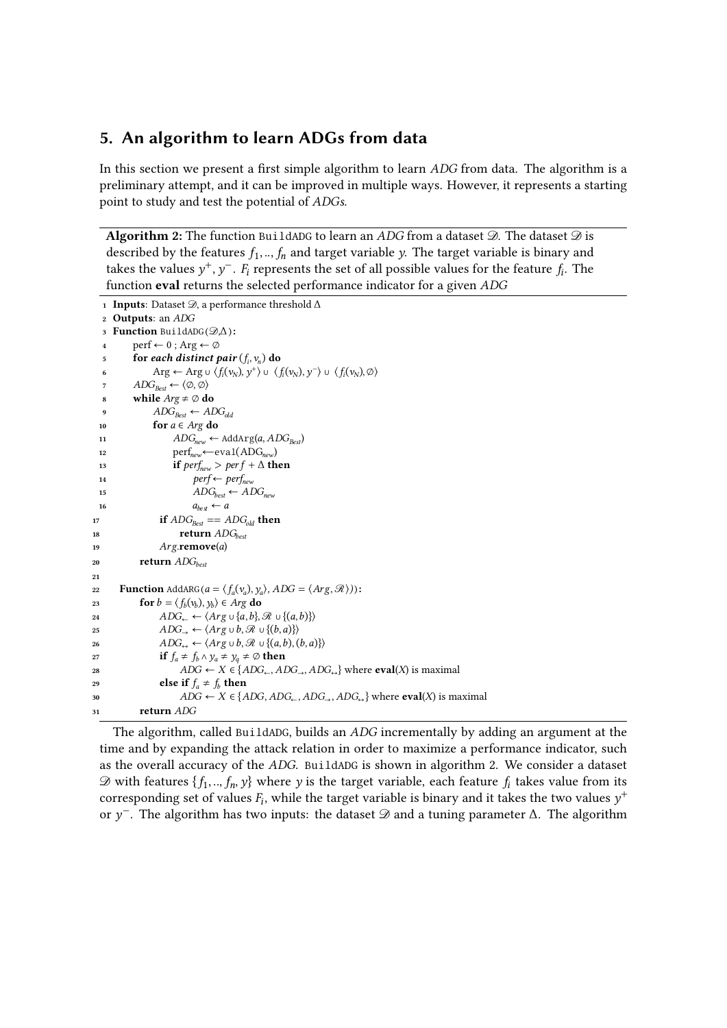## 5. An algorithm to learn ADGs from data

In this section we present a first simple algorithm to learn *ADG* from data. The algorithm is a preliminary attempt, and it can be improved in multiple ways. However, it represents a starting point to study and test the potential of *ADGs*.

**Algorithm 2:** The function `BuildADG` to learn an *ADG* from a dataset $\mathscr{D}$. The dataset $\mathscr{D}$ is described by the features $f_1, .., f_n$ and target variable $y$. The target variable is binary and takes the values $y^+, y^-$. $F_i$ represents the set of all possible values for the feature $f_i$. The function **eval** returns the selected performance indicator for a given *ADG*

```
1  Inputs: Dataset 𝒟, a performance threshold Δ
2  Outputs: an ADG
3  Function BuildADG(𝒟,Δ):
4      perf ← 0 ; Arg ← ∅
5      for each distinct pair (f_i, v_n) do
6          Arg ← Arg ∪ ⟨f_i(v_N), y^+⟩ ∪ ⟨f_i(v_N), y^-⟩ ∪ ⟨f_i(v_N), ∅⟩
7      ADG_Best ← ⟨∅, ∅⟩
8      while Arg ≠ ∅ do
9          ADG_Best ← ADG_old
10         for a ∈ Arg do
11             ADG_new ← AddArg(a, ADG_Best)
12             perf_new ← eval(ADG_new)
13             if perf_new > perf + Δ then
14                 perf ← perf_new
15                 ADG_best ← ADG_new
16                 a_best ← a
17         if ADG_Best == ADG_old then
18             return ADG_best
19         Arg.remove(a)
20     return ADG_best
21
22 Function AddARG(a = ⟨f_a(v_a), y_a⟩, ADG = ⟨Arg, ℛ⟩):
23     for b = ⟨f_b(v_b), y_b⟩ ∈ Arg do
24         ADG_← ← ⟨Arg ∪ {a, b}, ℛ ∪ {(a, b)}⟩
25         ADG_→ ← ⟨Arg ∪ b, ℛ ∪ {(b, a)}⟩
26         ADG_↔ ← ⟨Arg ∪ b, ℛ ∪ {(a, b), (b, a)}⟩
27         if f_a ≠ f_b ∧ y_a ≠ y_q ≠ ∅ then
28             ADG ← X ∈ {ADG_←, ADG_→, ADG_↔} where eval(X) is maximal
29         else if f_a ≠ f_b then
30             ADG ← X ∈ {ADG, ADG_←, ADG_→, ADG_↔} where eval(X) is maximal
31     return ADG
```

The algorithm, called `BuildADG`, builds an *ADG* incrementally by adding an argument at the time and by expanding the attack relation in order to maximize a performance indicator, such as the overall accuracy of the *ADG*. `BuildADG` is shown in algorithm 2. We consider a dataset $\mathscr{D}$ with features $\{f_1, .., f_n, y\}$ where $y$ is the target variable, each feature $f_i$ takes value from its corresponding set of values $F_i$, while the target variable is binary and it takes the two values $y^+$ or $y^-$. The algorithm has two inputs: the dataset $\mathscr{D}$ and a tuning parameter $\Delta$. The algorithm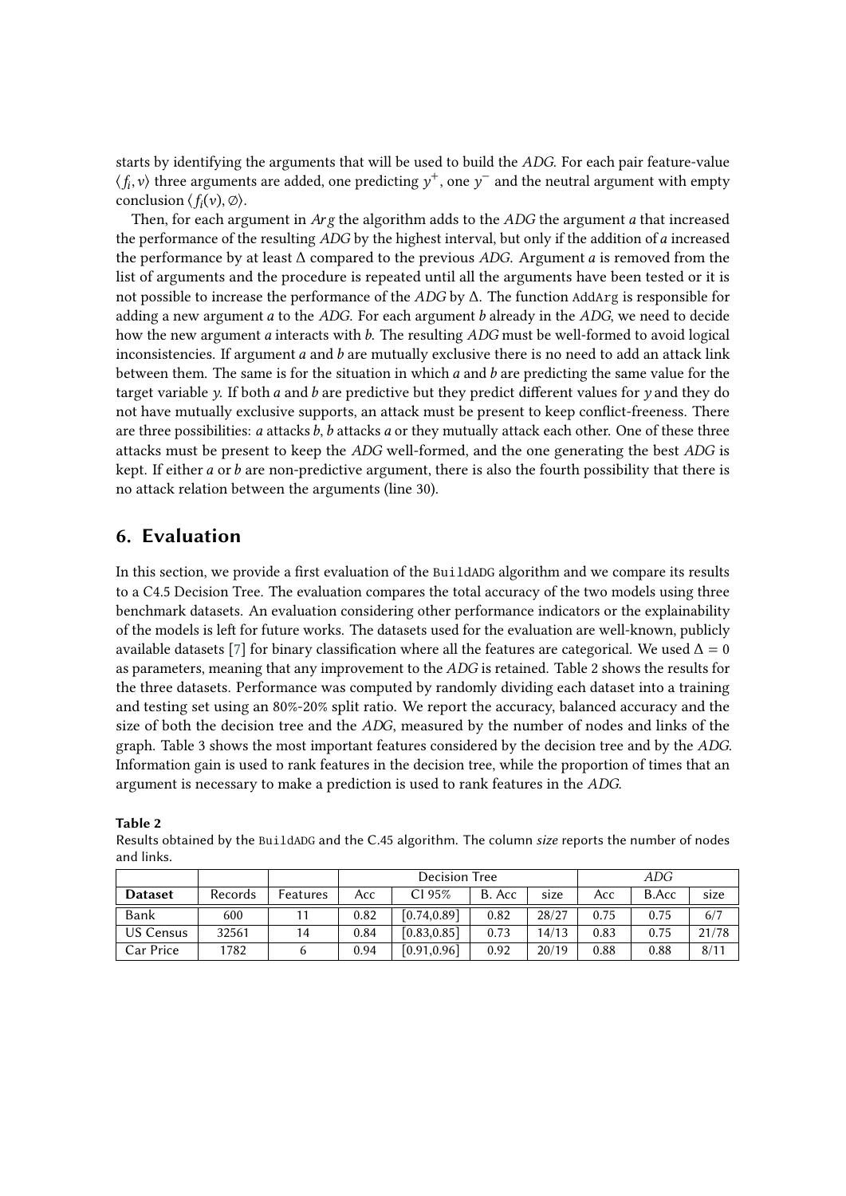starts by identifying the arguments that will be used to build the *ADG*. For each pair feature-value $\langle f_i, v \rangle$ three arguments are added, one predicting $y^+$, one $y^-$ and the neutral argument with empty conclusion $\langle f_i(v), \emptyset \rangle$.

Then, for each argument in $Arg$ the algorithm adds to the *ADG* the argument $a$ that increased the performance of the resulting *ADG* by the highest interval, but only if the addition of $a$ increased the performance by at least $\Delta$ compared to the previous *ADG*. Argument $a$ is removed from the list of arguments and the procedure is repeated until all the arguments have been tested or it is not possible to increase the performance of the *ADG* by $\Delta$. The function `AddArg` is responsible for adding a new argument $a$ to the *ADG*. For each argument $b$ already in the *ADG*, we need to decide how the new argument $a$ interacts with $b$. The resulting *ADG* must be well-formed to avoid logical inconsistencies. If argument $a$ and $b$ are mutually exclusive there is no need to add an attack link between them. The same is for the situation in which $a$ and $b$ are predicting the same value for the target variable $y$. If both $a$ and $b$ are predictive but they predict different values for $y$ and they do not have mutually exclusive supports, an attack must be present to keep conflict-freeness. There are three possibilities: $a$ attacks $b$, $b$ attacks $a$ or they mutually attack each other. One of these three attacks must be present to keep the *ADG* well-formed, and the one generating the best *ADG* is kept. If either $a$ or $b$ are non-predictive argument, there is also the fourth possibility that there is no attack relation between the arguments (line 30).

## 6. Evaluation

In this section, we provide a first evaluation of the `BuildADG` algorithm and we compare its results to a C4.5 Decision Tree. The evaluation compares the total accuracy of the two models using three benchmark datasets. An evaluation considering other performance indicators or the explainability of the models is left for future works. The datasets used for the evaluation are well-known, publicly available datasets [7] for binary classification where all the features are categorical. We used $\Delta = 0$ as parameters, meaning that any improvement to the *ADG* is retained. Table 2 shows the results for the three datasets. Performance was computed by randomly dividing each dataset into a training and testing set using an 80%-20% split ratio. We report the accuracy, balanced accuracy and the size of both the decision tree and the *ADG*, measured by the number of nodes and links of the graph. Table 3 shows the most important features considered by the decision tree and by the *ADG*. Information gain is used to rank features in the decision tree, while the proportion of times that an argument is necessary to make a prediction is used to rank features in the *ADG*.

**Table 2**
Results obtained by the `BuildADG` and the C.45 algorithm. The column *size* reports the number of nodes and links.

| | | | Decision Tree | | | | *ADG* | | |
|---|---|---|---|---|---|---|---|---|---|
| **Dataset** | Records | Features | Acc | CI 95% | B. Acc | size | Acc | B.Acc | size |
| Bank | 600 | 11 | 0.82 | [0.74,0.89] | 0.82 | 28/27 | 0.75 | 0.75 | 6/7 |
| US Census | 32561 | 14 | 0.84 | [0.83,0.85] | 0.73 | 14/13 | 0.83 | 0.75 | 21/78 |
| Car Price | 1782 | 6 | 0.94 | [0.91,0.96] | 0.92 | 20/19 | 0.88 | 0.88 | 8/11 |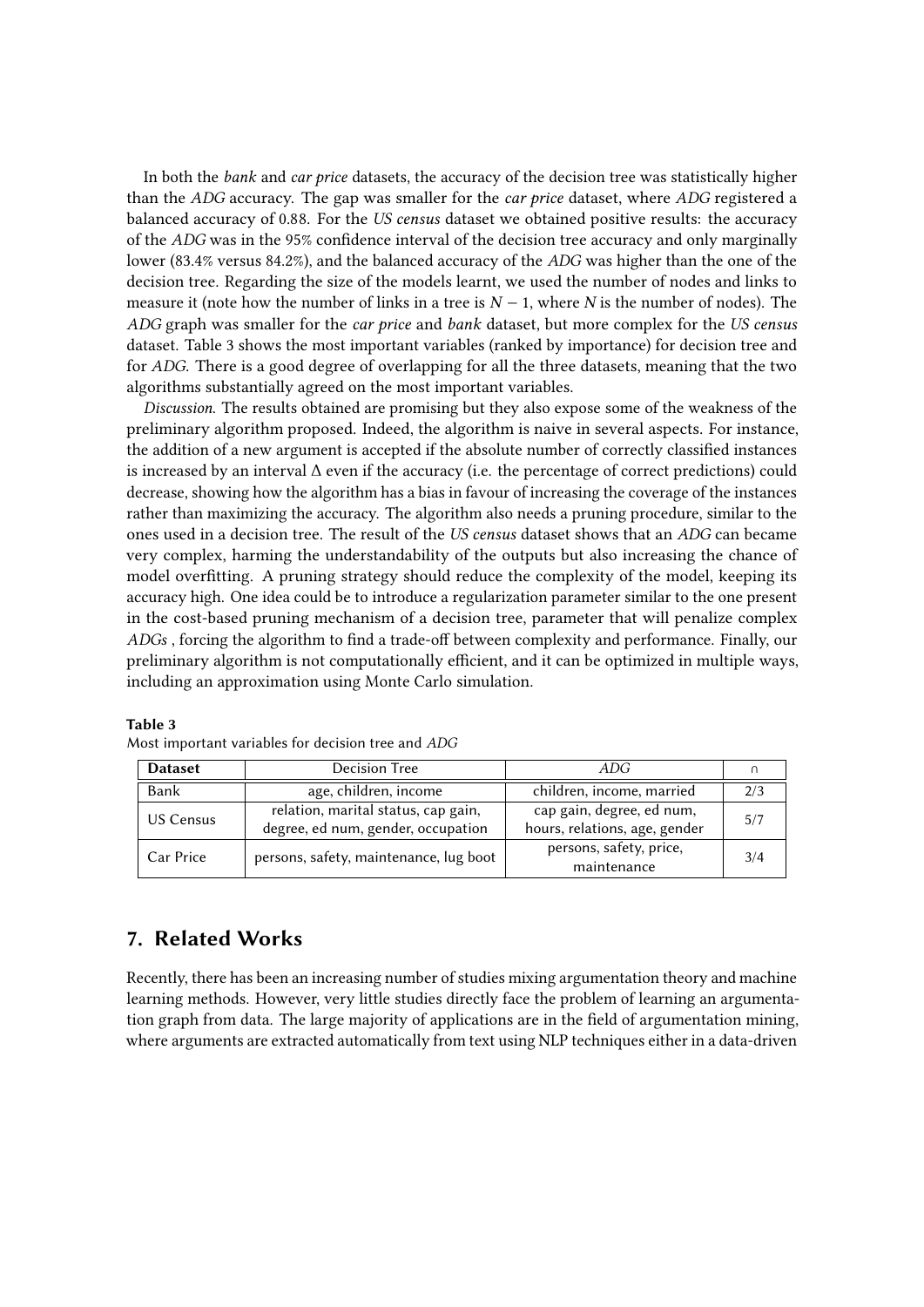In both the *bank* and *car price* datasets, the accuracy of the decision tree was statistically higher than the *ADG* accuracy. The gap was smaller for the *car price* dataset, where *ADG* registered a balanced accuracy of 0.88. For the *US census* dataset we obtained positive results: the accuracy of the *ADG* was in the 95% confidence interval of the decision tree accuracy and only marginally lower (83.4% versus 84.2%), and the balanced accuracy of the *ADG* was higher than the one of the decision tree. Regarding the size of the models learnt, we used the number of nodes and links to measure it (note how the number of links in a tree is $N - 1$, where $N$ is the number of nodes). The *ADG* graph was smaller for the *car price* and *bank* dataset, but more complex for the *US census* dataset. Table 3 shows the most important variables (ranked by importance) for decision tree and for *ADG*. There is a good degree of overlapping for all the three datasets, meaning that the two algorithms substantially agreed on the most important variables.

*Discussion.* The results obtained are promising but they also expose some of the weakness of the preliminary algorithm proposed. Indeed, the algorithm is naive in several aspects. For instance, the addition of a new argument is accepted if the absolute number of correctly classified instances is increased by an interval $\Delta$ even if the accuracy (i.e. the percentage of correct predictions) could decrease, showing how the algorithm has a bias in favour of increasing the coverage of the instances rather than maximizing the accuracy. The algorithm also needs a pruning procedure, similar to the ones used in a decision tree. The result of the *US census* dataset shows that an *ADG* can became very complex, harming the understandability of the outputs but also increasing the chance of model overfitting. A pruning strategy should reduce the complexity of the model, keeping its accuracy high. One idea could be to introduce a regularization parameter similar to the one present in the cost-based pruning mechanism of a decision tree, parameter that will penalize complex *ADGs* , forcing the algorithm to find a trade-off between complexity and performance. Finally, our preliminary algorithm is not computationally efficient, and it can be optimized in multiple ways, including an approximation using Monte Carlo simulation.

**Table 3**
Most important variables for decision tree and *ADG*

| Dataset | Decision Tree | *ADG* | ∩ |
|---|---|---|---|
| Bank | age, children, income | children, income, married | 2/3 |
| US Census | relation, marital status, cap gain, degree, ed num, gender, occupation | cap gain, degree, ed num, hours, relations, age, gender | 5/7 |
| Car Price | persons, safety, maintenance, lug boot | persons, safety, price, maintenance | 3/4 |

## 7. Related Works

Recently, there has been an increasing number of studies mixing argumentation theory and machine learning methods. However, very little studies directly face the problem of learning an argumentation graph from data. The large majority of applications are in the field of argumentation mining, where arguments are extracted automatically from text using NLP techniques either in a data-driven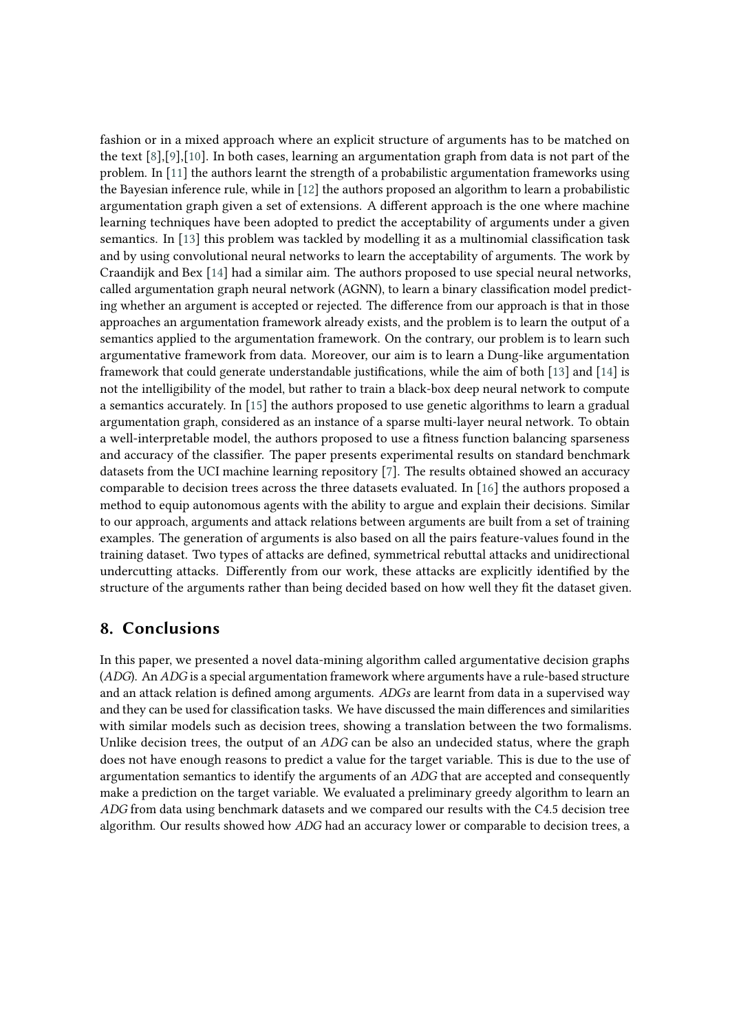fashion or in a mixed approach where an explicit structure of arguments has to be matched on the text [8],[9],[10]. In both cases, learning an argumentation graph from data is not part of the problem. In [11] the authors learnt the strength of a probabilistic argumentation frameworks using the Bayesian inference rule, while in [12] the authors proposed an algorithm to learn a probabilistic argumentation graph given a set of extensions. A different approach is the one where machine learning techniques have been adopted to predict the acceptability of arguments under a given semantics. In [13] this problem was tackled by modelling it as a multinomial classification task and by using convolutional neural networks to learn the acceptability of arguments. The work by Craandijk and Bex [14] had a similar aim. The authors proposed to use special neural networks, called argumentation graph neural network (AGNN), to learn a binary classification model predicting whether an argument is accepted or rejected. The difference from our approach is that in those approaches an argumentation framework already exists, and the problem is to learn the output of a semantics applied to the argumentation framework. On the contrary, our problem is to learn such argumentative framework from data. Moreover, our aim is to learn a Dung-like argumentation framework that could generate understandable justifications, while the aim of both [13] and [14] is not the intelligibility of the model, but rather to train a black-box deep neural network to compute a semantics accurately. In [15] the authors proposed to use genetic algorithms to learn a gradual argumentation graph, considered as an instance of a sparse multi-layer neural network. To obtain a well-interpretable model, the authors proposed to use a fitness function balancing sparseness and accuracy of the classifier. The paper presents experimental results on standard benchmark datasets from the UCI machine learning repository [7]. The results obtained showed an accuracy comparable to decision trees across the three datasets evaluated. In [16] the authors proposed a method to equip autonomous agents with the ability to argue and explain their decisions. Similar to our approach, arguments and attack relations between arguments are built from a set of training examples. The generation of arguments is also based on all the pairs feature-values found in the training dataset. Two types of attacks are defined, symmetrical rebuttal attacks and unidirectional undercutting attacks. Differently from our work, these attacks are explicitly identified by the structure of the arguments rather than being decided based on how well they fit the dataset given.

## 8. Conclusions

In this paper, we presented a novel data-mining algorithm called argumentative decision graphs (*ADG*). An *ADG* is a special argumentation framework where arguments have a rule-based structure and an attack relation is defined among arguments. *ADGs* are learnt from data in a supervised way and they can be used for classification tasks. We have discussed the main differences and similarities with similar models such as decision trees, showing a translation between the two formalisms. Unlike decision trees, the output of an *ADG* can be also an undecided status, where the graph does not have enough reasons to predict a value for the target variable. This is due to the use of argumentation semantics to identify the arguments of an *ADG* that are accepted and consequently make a prediction on the target variable. We evaluated a preliminary greedy algorithm to learn an *ADG* from data using benchmark datasets and we compared our results with the C4.5 decision tree algorithm. Our results showed how *ADG* had an accuracy lower or comparable to decision trees, a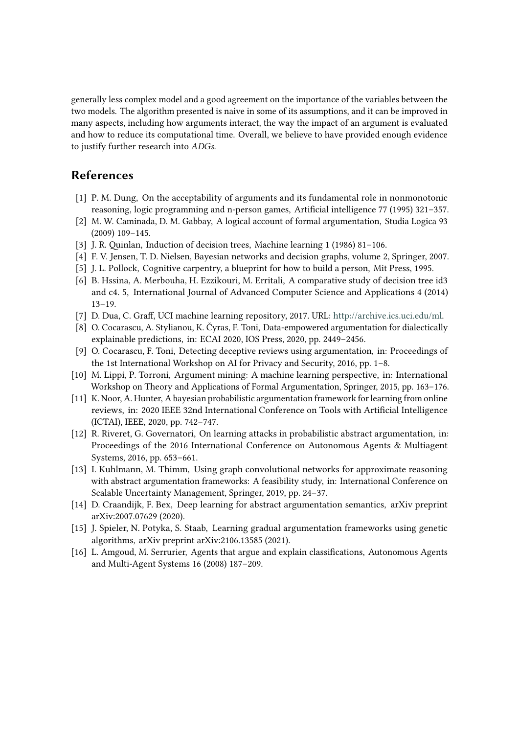generally less complex model and a good agreement on the importance of the variables between the two models. The algorithm presented is naive in some of its assumptions, and it can be improved in many aspects, including how arguments interact, the way the impact of an argument is evaluated and how to reduce its computational time. Overall, we believe to have provided enough evidence to justify further research into *ADGs*.

## References

[1] P. M. Dung, On the acceptability of arguments and its fundamental role in nonmonotonic reasoning, logic programming and n-person games, Artificial intelligence 77 (1995) 321–357.

[2] M. W. Caminada, D. M. Gabbay, A logical account of formal argumentation, Studia Logica 93 (2009) 109–145.

[3] J. R. Quinlan, Induction of decision trees, Machine learning 1 (1986) 81–106.

[4] F. V. Jensen, T. D. Nielsen, Bayesian networks and decision graphs, volume 2, Springer, 2007.

[5] J. L. Pollock, Cognitive carpentry, a blueprint for how to build a person, Mit Press, 1995.

[6] B. Hssina, A. Merbouha, H. Ezzikouri, M. Erritali, A comparative study of decision tree id3 and c4. 5, International Journal of Advanced Computer Science and Applications 4 (2014) 13–19.

[7] D. Dua, C. Graff, UCI machine learning repository, 2017. URL: http://archive.ics.uci.edu/ml.

[8] O. Cocarascu, A. Stylianou, K. Čyras, F. Toni, Data-empowered argumentation for dialectically explainable predictions, in: ECAI 2020, IOS Press, 2020, pp. 2449–2456.

[9] O. Cocarascu, F. Toni, Detecting deceptive reviews using argumentation, in: Proceedings of the 1st International Workshop on AI for Privacy and Security, 2016, pp. 1–8.

[10] M. Lippi, P. Torroni, Argument mining: A machine learning perspective, in: International Workshop on Theory and Applications of Formal Argumentation, Springer, 2015, pp. 163–176.

[11] K. Noor, A. Hunter, A bayesian probabilistic argumentation framework for learning from online reviews, in: 2020 IEEE 32nd International Conference on Tools with Artificial Intelligence (ICTAI), IEEE, 2020, pp. 742–747.

[12] R. Riveret, G. Governatori, On learning attacks in probabilistic abstract argumentation, in: Proceedings of the 2016 International Conference on Autonomous Agents & Multiagent Systems, 2016, pp. 653–661.

[13] I. Kuhlmann, M. Thimm, Using graph convolutional networks for approximate reasoning with abstract argumentation frameworks: A feasibility study, in: International Conference on Scalable Uncertainty Management, Springer, 2019, pp. 24–37.

[14] D. Craandijk, F. Bex, Deep learning for abstract argumentation semantics, arXiv preprint arXiv:2007.07629 (2020).

[15] J. Spieler, N. Potyka, S. Staab, Learning gradual argumentation frameworks using genetic algorithms, arXiv preprint arXiv:2106.13585 (2021).

[16] L. Amgoud, M. Serrurier, Agents that argue and explain classifications, Autonomous Agents and Multi-Agent Systems 16 (2008) 187–209.